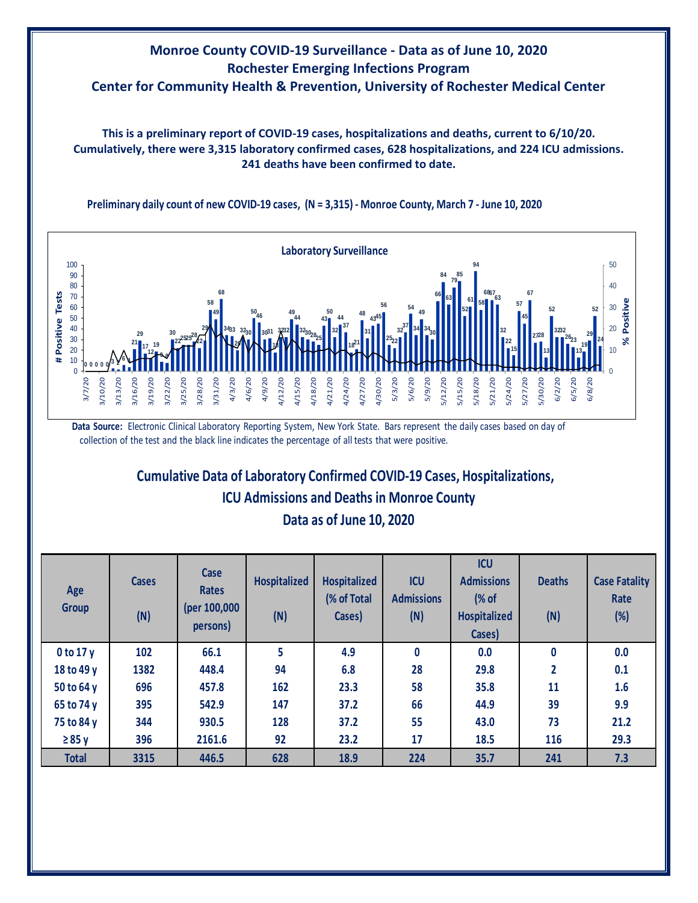# Monroe County COVID-19 Surveillance - Data as of June 10, 2020
## Rochester Emerging Infections Program
## Center for Community Health & Prevention, University of Rochester Medical Center

**This is a preliminary report of COVID-19 cases, hospitalizations and deaths, current to 6/10/20. Cumulatively, there were 3,315 laboratory confirmed cases, 628 hospitalizations, and 224 ICU admissions. 241 deaths have been confirmed to date.**

**Preliminary daily count of new COVID-19 cases, (N = 3,315) - Monroe County, March 7 - June 10, 2020**

**Data Source:** Electronic Clinical Laboratory Reporting System, New York State. Bars represent the daily cases based on day of collection of the test and the black line indicates the percentage of all tests that were positive.

## Cumulative Data of Laboratory Confirmed COVID-19 Cases, Hospitalizations, ICU Admissions and Deaths in Monroe County
## Data as of June 10, 2020

| Age Group | Cases (N) | Case Rates (per 100,000 persons) | Hospitalized (N) | Hospitalized (% of Total Cases) | ICU Admissions (N) | ICU Admissions (% of Hospitalized Cases) | Deaths (N) | Case Fatality Rate (%) |
|---|---|---|---|---|---|---|---|---|
| 0 to 17 y | 102 | 66.1 | 5 | 4.9 | 0 | 0.0 | 0 | 0.0 |
| 18 to 49 y | 1382 | 448.4 | 94 | 6.8 | 28 | 29.8 | 2 | 0.1 |
| 50 to 64 y | 696 | 457.8 | 162 | 23.3 | 58 | 35.8 | 11 | 1.6 |
| 65 to 74 y | 395 | 542.9 | 147 | 37.2 | 66 | 44.9 | 39 | 9.9 |
| 75 to 84 y | 344 | 930.5 | 128 | 37.2 | 55 | 43.0 | 73 | 21.2 |
| ≥85 y | 396 | 2161.6 | 92 | 23.2 | 17 | 18.5 | 116 | 29.3 |
| **Total** | **3315** | **446.5** | **628** | **18.9** | **224** | **35.7** | **241** | **7.3** |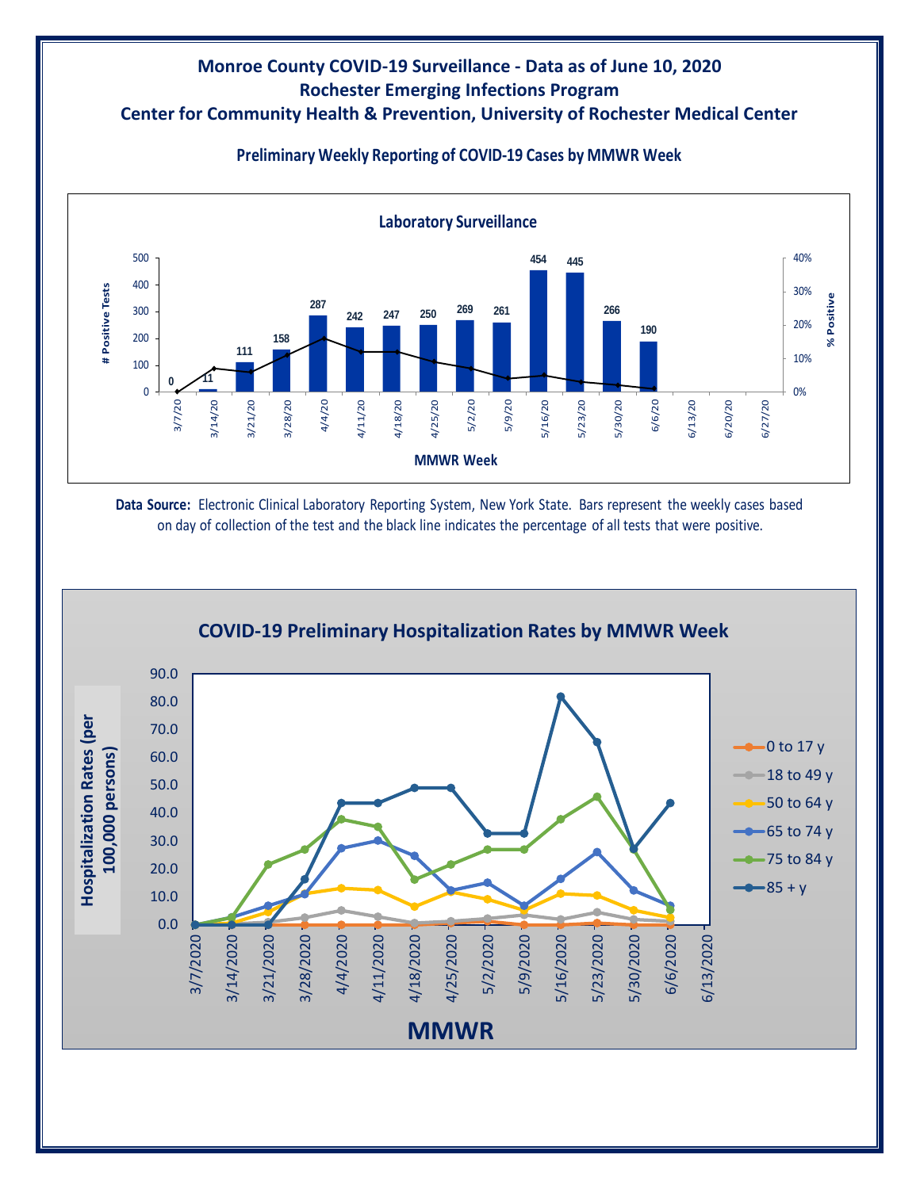# Monroe County COVID-19 Surveillance - Data as of June 10, 2020
## Rochester Emerging Infections Program
## Center for Community Health & Prevention, University of Rochester Medical Center

### Preliminary Weekly Reporting of COVID-19 Cases by MMWR Week

Laboratory Surveillance

# Positive Tests

% Positive

500
400
300
200
100
0

40%
30%
20%
10%
0%

0
11
111
158
287
242
247
250
269
261
454
445
266
190

3/7/20
3/14/20
3/21/20
3/28/20
4/4/20
4/11/20
4/18/20
4/25/20
5/2/20
5/9/20
5/16/20
5/23/20
5/30/20
6/6/20
6/13/20
6/20/20
6/27/20

MMWR Week

**Data Source:** Electronic Clinical Laboratory Reporting System, New York State. Bars represent the weekly cases based on day of collection of the test and the black line indicates the percentage of all tests that were positive.

COVID-19 Preliminary Hospitalization Rates by MMWR Week

Hospitalization Rates (per 100,000 persons)

90.0
80.0
70.0
60.0
50.0
40.0
30.0
20.0
10.0
0.0

0 to 17 y
18 to 49 y
50 to 64 y
65 to 74 y
75 to 84 y
85 + y

3/7/2020
3/14/2020
3/21/2020
3/28/2020
4/4/2020
4/11/2020
4/18/2020
4/25/2020
5/2/2020
5/9/2020
5/16/2020
5/23/2020
5/30/2020
6/6/2020
6/13/2020

MMWR